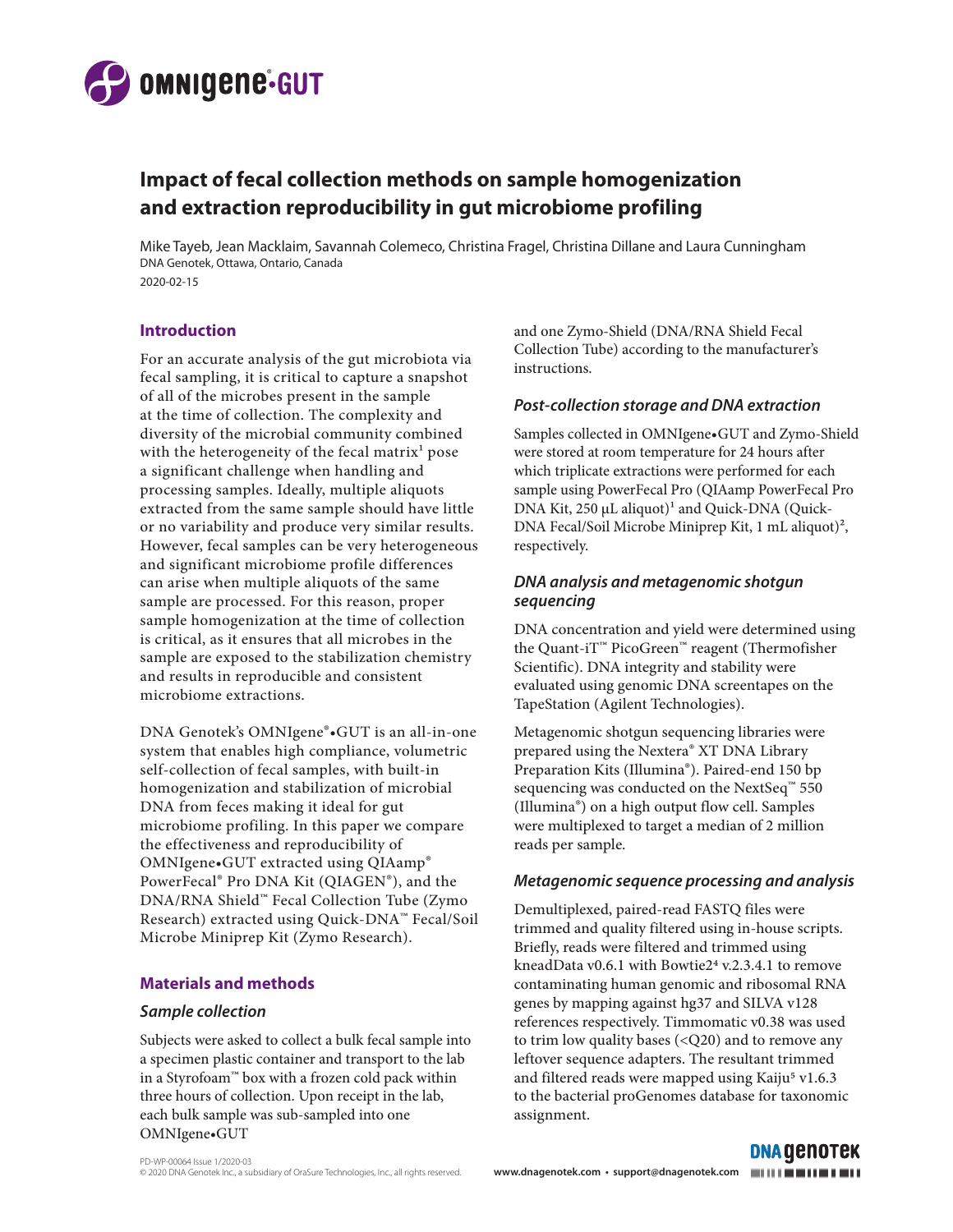# Impact of fecal collection methods on sample homogenization and extraction reproducibility in gut microbiome profiling

Mike Tayeb, Jean Macklaim, Savannah Colemeco, Christina Fragel, Christina Dillane and Laura Cunningham

DNA Genotek, Ottawa, Ontario, Canada

2020-02-15

## Introduction

For an accurate analysis of the gut microbiota via fecal sampling, it is critical to capture a snapshot of all of the microbes present in the sample at the time of collection. The complexity and diversity of the microbial community combined with the heterogeneity of the fecal matrix[1] pose a significant challenge when handling and processing samples. Ideally, multiple aliquots extracted from the same sample should have little or no variability and produce very similar results. However, fecal samples can be very heterogeneous and significant microbiome profile differences can arise when multiple aliquots of the same sample are processed. For this reason, proper sample homogenization at the time of collection is critical, as it ensures that all microbes in the sample are exposed to the stabilization chemistry and results in reproducible and consistent microbiome extractions.

DNA Genotek's OMNIgene®•GUT is an all-in-one system that enables high compliance, volumetric self-collection of fecal samples, with built-in homogenization and stabilization of microbial DNA from feces making it ideal for gut microbiome profiling. In this paper we compare the effectiveness and reproducibility of OMNIgene•GUT extracted using QIAamp® PowerFecal® Pro DNA Kit (QIAGEN®), and the DNA/RNA Shield™ Fecal Collection Tube (Zymo Research) extracted using Quick-DNA™ Fecal/Soil Microbe Miniprep Kit (Zymo Research).

## Materials and methods

### *Sample collection*

Subjects were asked to collect a bulk fecal sample into a specimen plastic container and transport to the lab in a Styrofoam™ box with a frozen cold pack within three hours of collection. Upon receipt in the lab, each bulk sample was sub-sampled into one OMNIgene•GUT and one Zymo-Shield (DNA/RNA Shield Fecal Collection Tube) according to the manufacturer's instructions.

### *Post-collection storage and DNA extraction*

Samples collected in OMNIgene•GUT and Zymo-Shield were stored at room temperature for 24 hours after which triplicate extractions were performed for each sample using PowerFecal Pro (QIAamp PowerFecal Pro DNA Kit, 250 µL aliquot)[1] and Quick-DNA (Quick-DNA Fecal/Soil Microbe Miniprep Kit, 1 mL aliquot)[2], respectively.

### *DNA analysis and metagenomic shotgun sequencing*

DNA concentration and yield were determined using the Quant-iT™ PicoGreen™ reagent (Thermofisher Scientific). DNA integrity and stability were evaluated using genomic DNA screentapes on the TapeStation (Agilent Technologies).

Metagenomic shotgun sequencing libraries were prepared using the Nextera® XT DNA Library Preparation Kits (Illumina®). Paired-end 150 bp sequencing was conducted on the NextSeq™ 550 (Illumina®) on a high output flow cell. Samples were multiplexed to target a median of 2 million reads per sample.

### *Metagenomic sequence processing and analysis*

Demultiplexed, paired-read FASTQ files were trimmed and quality filtered using in-house scripts. Briefly, reads were filtered and trimmed using kneadData v0.6.1 with Bowtie2[4] v.2.3.4.1 to remove contaminating human genomic and ribosomal RNA genes by mapping against hg37 and SILVA v128 references respectively. Timmomatic v0.38 was used to trim low quality bases (<Q20) and to remove any leftover sequence adapters. The resultant trimmed and filtered reads were mapped using Kaiju[5] v1.6.3 to the bacterial proGenomes database for taxonomic assignment.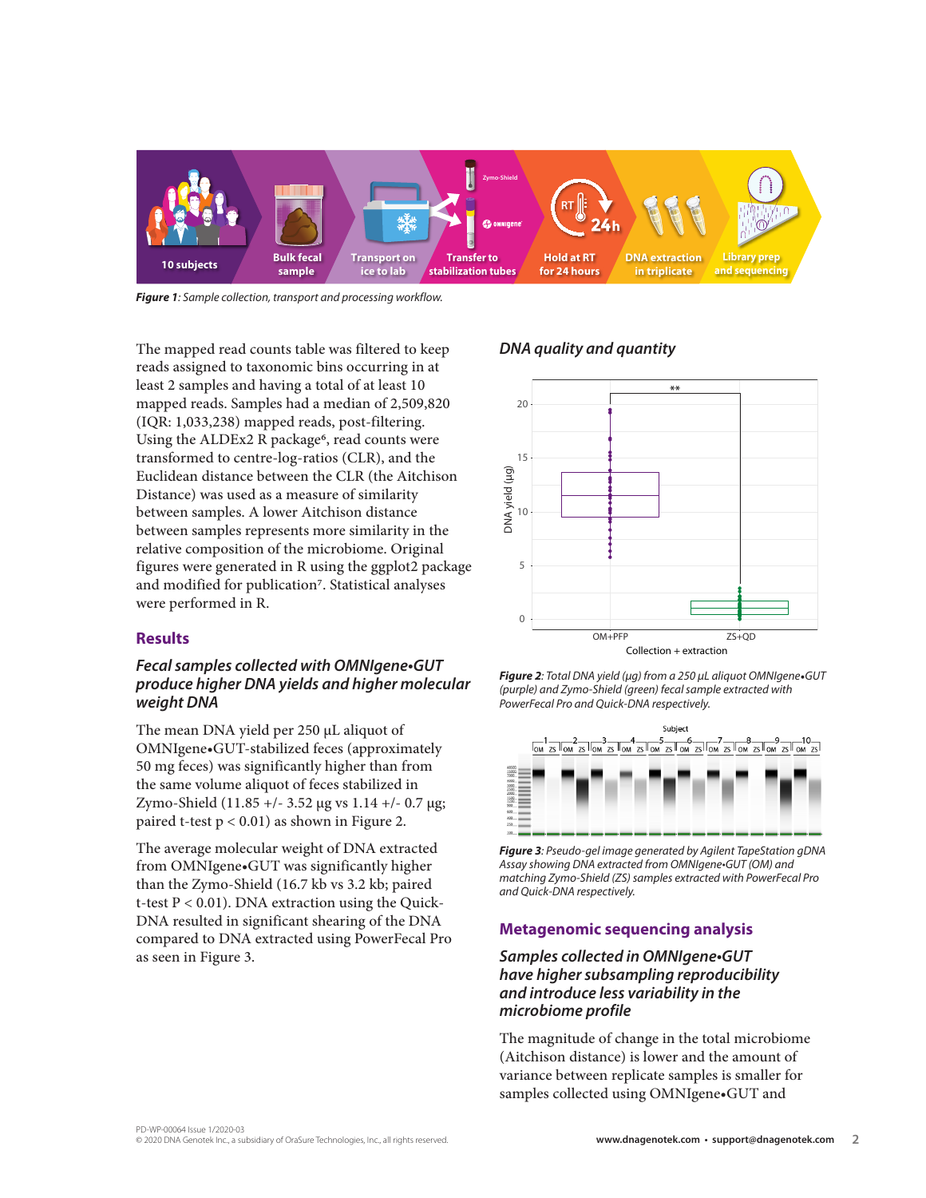*Figure 1: Sample collection, transport and processing workflow.*

The mapped read counts table was filtered to keep reads assigned to taxonomic bins occurring in at least 2 samples and having a total of at least 10 mapped reads. Samples had a median of 2,509,820 (IQR: 1,033,238) mapped reads, post-filtering. Using the ALDEx2 R package[6], read counts were transformed to centre-log-ratios (CLR), and the Euclidean distance between the CLR (the Aitchison Distance) was used as a measure of similarity between samples. A lower Aitchison distance between samples represents more similarity in the relative composition of the microbiome. Original figures were generated in R using the ggplot2 package and modified for publication[7]. Statistical analyses were performed in R.

## Results

### Fecal samples collected with OMNIgene•GUT produce higher DNA yields and higher molecular weight DNA

The mean DNA yield per 250 µL aliquot of OMNIgene•GUT-stabilized feces (approximately 50 mg feces) was significantly higher than from the same volume aliquot of feces stabilized in Zymo-Shield (11.85 +/- 3.52 µg vs 1.14 +/- 0.7 µg; paired t-test $p < 0.01$) as shown in Figure 2.

The average molecular weight of DNA extracted from OMNIgene•GUT was significantly higher than the Zymo-Shield (16.7 kb vs 3.2 kb; paired t-test $P < 0.01$). DNA extraction using the Quick-DNA resulted in significant shearing of the DNA compared to DNA extracted using PowerFecal Pro as seen in Figure 3.

### DNA quality and quantity

*Figure 2: Total DNA yield (µg) from a 250 µL aliquot OMNIgene•GUT (purple) and Zymo-Shield (green) fecal sample extracted with PowerFecal Pro and Quick-DNA respectively.*

*Figure 3: Pseudo-gel image generated by Agilent TapeStation gDNA Assay showing DNA extracted from OMNIgene•GUT (OM) and matching Zymo-Shield (ZS) samples extracted with PowerFecal Pro and Quick-DNA respectively.*

## Metagenomic sequencing analysis

### Samples collected in OMNIgene•GUT have higher subsampling reproducibility and introduce less variability in the microbiome profile

The magnitude of change in the total microbiome (Aitchison distance) is lower and the amount of variance between replicate samples is smaller for samples collected using OMNIgene•GUT and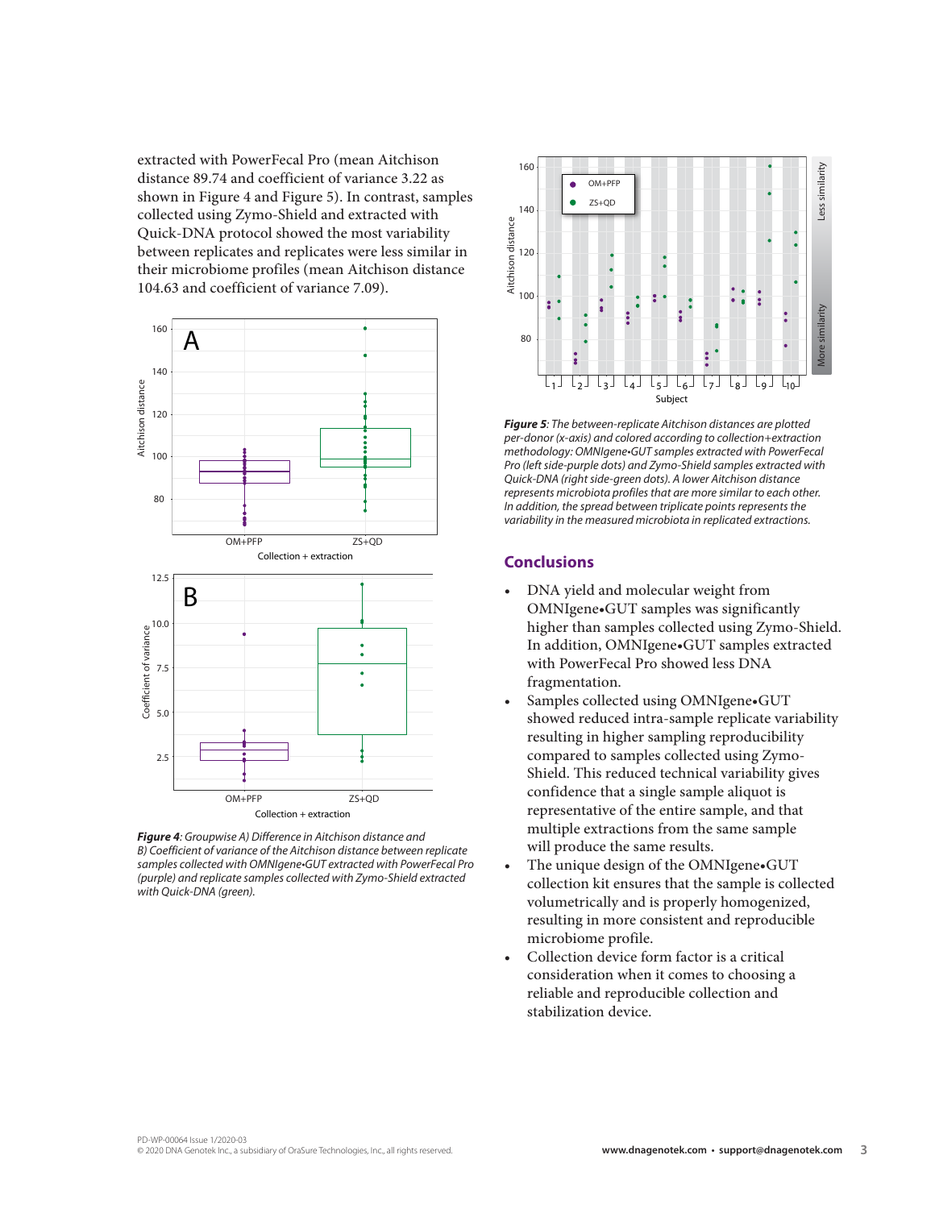extracted with PowerFecal Pro (mean Aitchison distance 89.74 and coefficient of variance 3.22 as shown in Figure 4 and Figure 5). In contrast, samples collected using Zymo-Shield and extracted with Quick-DNA protocol showed the most variability between replicates and replicates were less similar in their microbiome profiles (mean Aitchison distance 104.63 and coefficient of variance 7.09).

***Figure 4**: Groupwise A) Difference in Aitchison distance and B) Coefficient of variance of the Aitchison distance between replicate samples collected with OMNIgene•GUT extracted with PowerFecal Pro (purple) and replicate samples collected with Zymo-Shield extracted with Quick-DNA (green).*

***Figure 5**: The between-replicate Aitchison distances are plotted per-donor (x-axis) and colored according to collection+extraction methodology: OMNIgene•GUT samples extracted with PowerFecal Pro (left side-purple dots) and Zymo-Shield samples extracted with Quick-DNA (right side-green dots). A lower Aitchison distance represents microbiota profiles that are more similar to each other. In addition, the spread between triplicate points represents the variability in the measured microbiota in replicated extractions.*

## Conclusions

- DNA yield and molecular weight from OMNIgene•GUT samples was significantly higher than samples collected using Zymo-Shield. In addition, OMNIgene•GUT samples extracted with PowerFecal Pro showed less DNA fragmentation.
- Samples collected using OMNIgene•GUT showed reduced intra-sample replicate variability resulting in higher sampling reproducibility compared to samples collected using Zymo-Shield. This reduced technical variability gives confidence that a single sample aliquot is representative of the entire sample, and that multiple extractions from the same sample will produce the same results.
- The unique design of the OMNIgene•GUT collection kit ensures that the sample is collected volumetrically and is properly homogenized, resulting in more consistent and reproducible microbiome profile.
- Collection device form factor is a critical consideration when it comes to choosing a reliable and reproducible collection and stabilization device.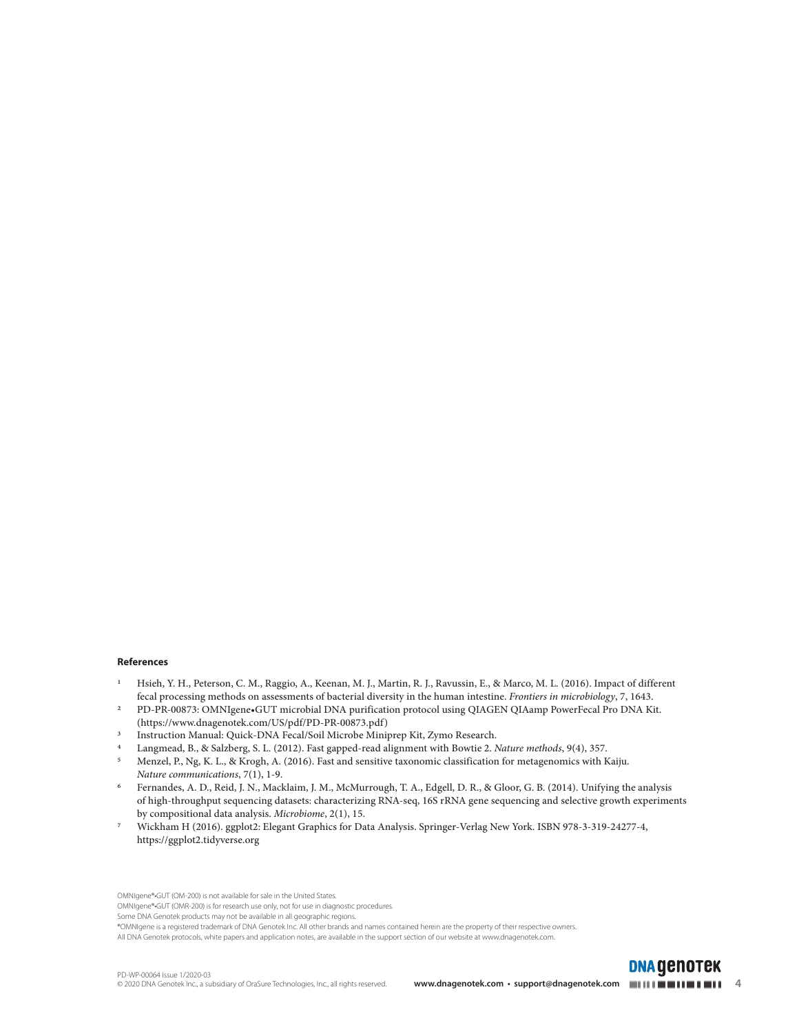**References**

1. Hsieh, Y. H., Peterson, C. M., Raggio, A., Keenan, M. J., Martin, R. J., Ravussin, E., & Marco, M. L. (2016). Impact of different fecal processing methods on assessments of bacterial diversity in the human intestine. *Frontiers in microbiology*, 7, 1643.
2. PD-PR-00873: OMNIgene•GUT microbial DNA purification protocol using QIAGEN QIAamp PowerFecal Pro DNA Kit. (https://www.dnagenotek.com/US/pdf/PD-PR-00873.pdf)
3. Instruction Manual: Quick-DNA Fecal/Soil Microbe Miniprep Kit, Zymo Research.
4. Langmead, B., & Salzberg, S. L. (2012). Fast gapped-read alignment with Bowtie 2. *Nature methods*, 9(4), 357.
5. Menzel, P., Ng, K. L., & Krogh, A. (2016). Fast and sensitive taxonomic classification for metagenomics with Kaiju. *Nature communications*, 7(1), 1-9.
6. Fernandes, A. D., Reid, J. N., Macklaim, J. M., McMurrough, T. A., Edgell, D. R., & Gloor, G. B. (2014). Unifying the analysis of high-throughput sequencing datasets: characterizing RNA-seq, 16S rRNA gene sequencing and selective growth experiments by compositional data analysis. *Microbiome*, 2(1), 15.
7. Wickham H (2016). ggplot2: Elegant Graphics for Data Analysis. Springer-Verlag New York. ISBN 978-3-319-24277-4, https://ggplot2.tidyverse.org

OMNIgene®•GUT (OM-200) is not available for sale in the United States.
OMNIgene®•GUT (OMR-200) is for research use only, not for use in diagnostic procedures.
Some DNA Genotek products may not be available in all geographic regions.
®OMNIgene is a registered trademark of DNA Genotek Inc. All other brands and names contained herein are the property of their respective owners.
All DNA Genotek protocols, white papers and application notes, are available in the support section of our website at www.dnagenotek.com.

PD-WP-00064 Issue 1/2020-03
© 2020 DNA Genotek Inc., a subsidiary of OraSure Technologies, Inc., all rights reserved.

**www.dnagenotek.com • support@dnagenotek.com**